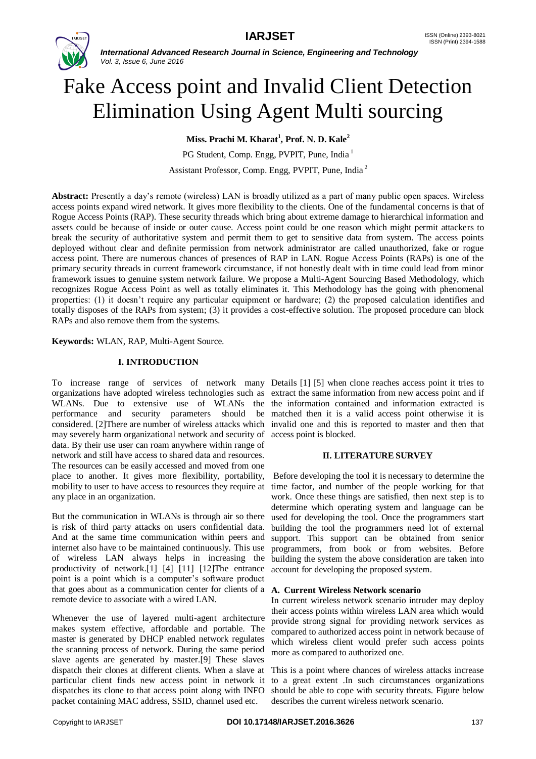# Fake Access point and Invalid Client Detection Elimination Using Agent Multi sourcing

**Miss. Prachi M. Kharat[1], Prof. N. D. Kale[2]**

PG Student, Comp. Engg, PVPIT, Pune, India [1]

Assistant Professor, Comp. Engg, PVPIT, Pune, India [2]

**Abstract:** Presently a day's remote (wireless) LAN is broadly utilized as a part of many public open spaces. Wireless access points expand wired network. It gives more flexibility to the clients. One of the fundamental concerns is that of Rogue Access Points (RAP). These security threads which bring about extreme damage to hierarchical information and assets could be because of inside or outer cause. Access point could be one reason which might permit attackers to break the security of authoritative system and permit them to get to sensitive data from system. The access points deployed without clear and definite permission from network administrator are called unauthorized, fake or rogue access point. There are numerous chances of presences of RAP in LAN. Rogue Access Points (RAPs) is one of the primary security threads in current framework circumstance, if not honestly dealt with in time could lead from minor framework issues to genuine system network failure. We propose a Multi-Agent Sourcing Based Methodology, which recognizes Rogue Access Point as well as totally eliminates it. This Methodology has the going with phenomenal properties: (1) it doesn't require any particular equipment or hardware; (2) the proposed calculation identifies and totally disposes of the RAPs from system; (3) it provides a cost-effective solution. The proposed procedure can block RAPs and also remove them from the systems.

**Keywords:** WLAN, RAP, Multi-Agent Source.

## I. INTRODUCTION

To increase range of services of network many organizations have adopted wireless technologies such as WLANs. Due to extensive use of WLANs the performance and security parameters should be considered. [2]There are number of wireless attacks which may severely harm organizational network and security of data. By their use user can roam anywhere within range of network and still have access to shared data and resources. The resources can be easily accessed and moved from one place to another. It gives more flexibility, portability, mobility to user to have access to resources they require at any place in an organization.

But the communication in WLANs is through air so there is risk of third party attacks on users confidential data. And at the same time communication within peers and internet also have to be maintained continuously. This use of wireless LAN always helps in increasing the productivity of network.[1] [4] [11] [12]The entrance point is a point which is a computer's software product that goes about as a communication center for clients of a remote device to associate with a wired LAN.

Whenever the use of layered multi-agent architecture makes system effective, affordable and portable. The master is generated by DHCP enabled network regulates the scanning process of network. During the same period slave agents are generated by master.[9] These slaves dispatch their clones at different clients. When a slave at particular client finds new access point in network it dispatches its clone to that access point along with INFO packet containing MAC address, SSID, channel used etc. Details [1] [5] when clone reaches access point it tries to extract the same information from new access point and if the information contained and information extracted is matched then it is a valid access point otherwise it is invalid one and this is reported to master and then that access point is blocked.

## II. LITERATURE SURVEY

Before developing the tool it is necessary to determine the time factor, and number of the people working for that work. Once these things are satisfied, then next step is to determine which operating system and language can be used for developing the tool. Once the programmers start building the tool the programmers need lot of external support. This support can be obtained from senior programmers, from book or from websites. Before building the system the above consideration are taken into account for developing the proposed system.

### A. Current Wireless Network scenario

In current wireless network scenario intruder may deploy their access points within wireless LAN area which would provide strong signal for providing network services as compared to authorized access point in network because of which wireless client would prefer such access points more as compared to authorized one.

This is a point where chances of wireless attacks increase to a great extent .In such circumstances organizations should be able to cope with security threats. Figure below describes the current wireless network scenario.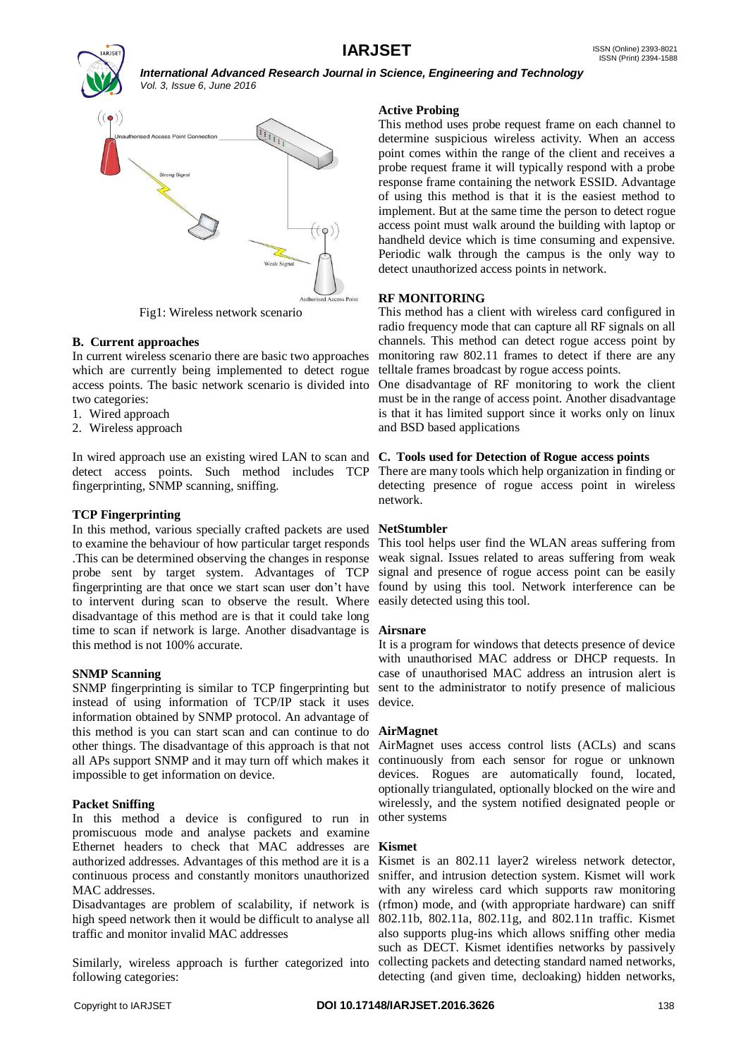Unauthorised Access Point Connection

Strong Signal

Weak Signal

Authorised Access Point

Fig1: Wireless network scenario

### B. Current approaches

In current wireless scenario there are basic two approaches which are currently being implemented to detect rogue access points. The basic network scenario is divided into two categories:

1. Wired approach
2. Wireless approach

In wired approach use an existing wired LAN to scan and detect access points. Such method includes TCP fingerprinting, SNMP scanning, sniffing.

**TCP Fingerprinting**

In this method, various specially crafted packets are used to examine the behaviour of how particular target responds .This can be determined observing the changes in response probe sent by target system. Advantages of TCP fingerprinting are that once we start scan user don't have to intervent during scan to observe the result. Where disadvantage of this method are is that it could take long time to scan if network is large. Another disadvantage is this method is not 100% accurate.

**SNMP Scanning**

SNMP fingerprinting is similar to TCP fingerprinting but instead of using information of TCP/IP stack it uses information obtained by SNMP protocol. An advantage of this method is you can start scan and can continue to do other things. The disadvantage of this approach is that not all APs support SNMP and it may turn off which makes it impossible to get information on device.

**Packet Sniffing**

In this method a device is configured to run in promiscuous mode and analyse packets and examine Ethernet headers to check that MAC addresses are authorized addresses. Advantages of this method are it is a continuous process and constantly monitors unauthorized MAC addresses.

Disadvantages are problem of scalability, if network is high speed network then it would be difficult to analyse all traffic and monitor invalid MAC addresses

Similarly, wireless approach is further categorized into following categories:

**Active Probing**

This method uses probe request frame on each channel to determine suspicious wireless activity. When an access point comes within the range of the client and receives a probe request frame it will typically respond with a probe response frame containing the network ESSID. Advantage of using this method is that it is the easiest method to implement. But at the same time the person to detect rogue access point must walk around the building with laptop or handheld device which is time consuming and expensive. Periodic walk through the campus is the only way to detect unauthorized access points in network.

**RF MONITORING**

This method has a client with wireless card configured in radio frequency mode that can capture all RF signals on all channels. This method can detect rogue access point by monitoring raw 802.11 frames to detect if there are any telltale frames broadcast by rogue access points.

One disadvantage of RF monitoring to work the client must be in the range of access point. Another disadvantage is that it has limited support since it works only on linux and BSD based applications

### C. Tools used for Detection of Rogue access points

There are many tools which help organization in finding or detecting presence of rogue access point in wireless network.

**NetStumbler**

This tool helps user find the WLAN areas suffering from weak signal. Issues related to areas suffering from weak signal and presence of rogue access point can be easily found by using this tool. Network interference can be easily detected using this tool.

**Airsnare**

It is a program for windows that detects presence of device with unauthorised MAC address or DHCP requests. In case of unauthorised MAC address an intrusion alert is sent to the administrator to notify presence of malicious device.

**AirMagnet**

AirMagnet uses access control lists (ACLs) and scans continuously from each sensor for rogue or unknown devices. Rogues are automatically found, located, optionally triangulated, optionally blocked on the wire and wirelessly, and the system notified designated people or other systems

**Kismet**

Kismet is an 802.11 layer2 wireless network detector, sniffer, and intrusion detection system. Kismet will work with any wireless card which supports raw monitoring (rfmon) mode, and (with appropriate hardware) can sniff 802.11b, 802.11a, 802.11g, and 802.11n traffic. Kismet also supports plug-ins which allows sniffing other media such as DECT. Kismet identifies networks by passively collecting packets and detecting standard named networks, detecting (and given time, decloaking) hidden networks,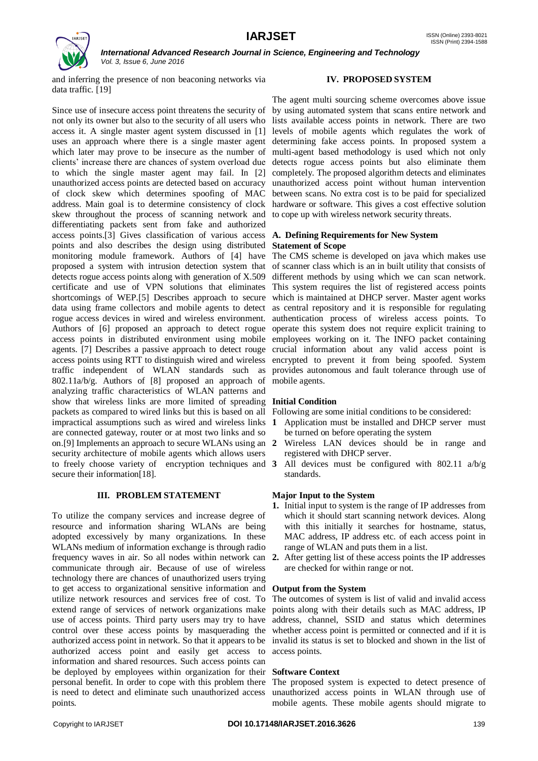and inferring the presence of non beaconing networks via data traffic. [19]

Since use of insecure access point threatens the security of not only its owner but also to the security of all users who access it. A single master agent system discussed in [1] uses an approach where there is a single master agent which later may prove to be insecure as the number of clients' increase there are chances of system overload due to which the single master agent may fail. In [2] unauthorized access points are detected based on accuracy of clock skew which determines spoofing of MAC address. Main goal is to determine consistency of clock skew throughout the process of scanning network and differentiating packets sent from fake and authorized access points.[3] Gives classification of various access points and also describes the design using distributed monitoring module framework. Authors of [4] have proposed a system with intrusion detection system that detects rogue access points along with generation of X.509 certificate and use of VPN solutions that eliminates shortcomings of WEP.[5] Describes approach to secure data using frame collectors and mobile agents to detect rogue access devices in wired and wireless environment. Authors of [6] proposed an approach to detect rogue access points in distributed environment using mobile agents. [7] Describes a passive approach to detect rouge access points using RTT to distinguish wired and wireless traffic independent of WLAN standards such as 802.11a/b/g. Authors of [8] proposed an approach of analyzing traffic characteristics of WLAN patterns and show that wireless links are more limited of spreading packets as compared to wired links but this is based on all impractical assumptions such as wired and wireless links are connected gateway, router or at most two links and so on.[9] Implements an approach to secure WLANs using an security architecture of mobile agents which allows users to freely choose variety of encryption techniques and secure their information[18].

## III. PROBLEM STATEMENT

To utilize the company services and increase degree of resource and information sharing WLANs are being adopted excessively by many organizations. In these WLANs medium of information exchange is through radio frequency waves in air. So all nodes within network can communicate through air. Because of use of wireless technology there are chances of unauthorized users trying to get access to organizational sensitive information and utilize network resources and services free of cost. To extend range of services of network organizations make use of access points. Third party users may try to have control over these access points by masquerading the authorized access point in network. So that it appears to be authorized access point and easily get access to information and shared resources. Such access points can be deployed by employees within organization for their personal benefit. In order to cope with this problem there is need to detect and eliminate such unauthorized access points.

## IV. PROPOSED SYSTEM

The agent multi sourcing scheme overcomes above issue by using automated system that scans entire network and lists available access points in network. There are two levels of mobile agents which regulates the work of determining fake access points. In proposed system a multi-agent based methodology is used which not only detects rogue access points but also eliminate them completely. The proposed algorithm detects and eliminates unauthorized access point without human intervention between scans. No extra cost is to be paid for specialized hardware or software. This gives a cost effective solution to cope up with wireless network security threats.

### A. Defining Requirements for New System

**Statement of Scope**

The CMS scheme is developed on java which makes use of scanner class which is an in built utility that consists of different methods by using which we can scan network. This system requires the list of registered access points which is maintained at DHCP server. Master agent works as central repository and it is responsible for regulating authentication process of wireless access points. To operate this system does not require explicit training to employees working on it. The INFO packet containing crucial information about any valid access point is encrypted to prevent it from being spoofed. System provides autonomous and fault tolerance through use of mobile agents.

**Initial Condition**

Following are some initial conditions to be considered:

1. Application must be installed and DHCP server must be turned on before operating the system
2. Wireless LAN devices should be in range and registered with DHCP server.
3. All devices must be configured with 802.11 a/b/g standards.

**Major Input to the System**

1. Initial input to system is the range of IP addresses from which it should start scanning network devices. Along with this initially it searches for hostname, status, MAC address, IP address etc. of each access point in range of WLAN and puts them in a list.
2. After getting list of these access points the IP addresses are checked for within range or not.

**Output from the System**

The outcomes of system is list of valid and invalid access points along with their details such as MAC address, IP address, channel, SSID and status which determines whether access point is permitted or connected and if it is invalid its status is set to blocked and shown in the list of access points.

**Software Context**

The proposed system is expected to detect presence of unauthorized access points in WLAN through use of mobile agents. These mobile agents should migrate to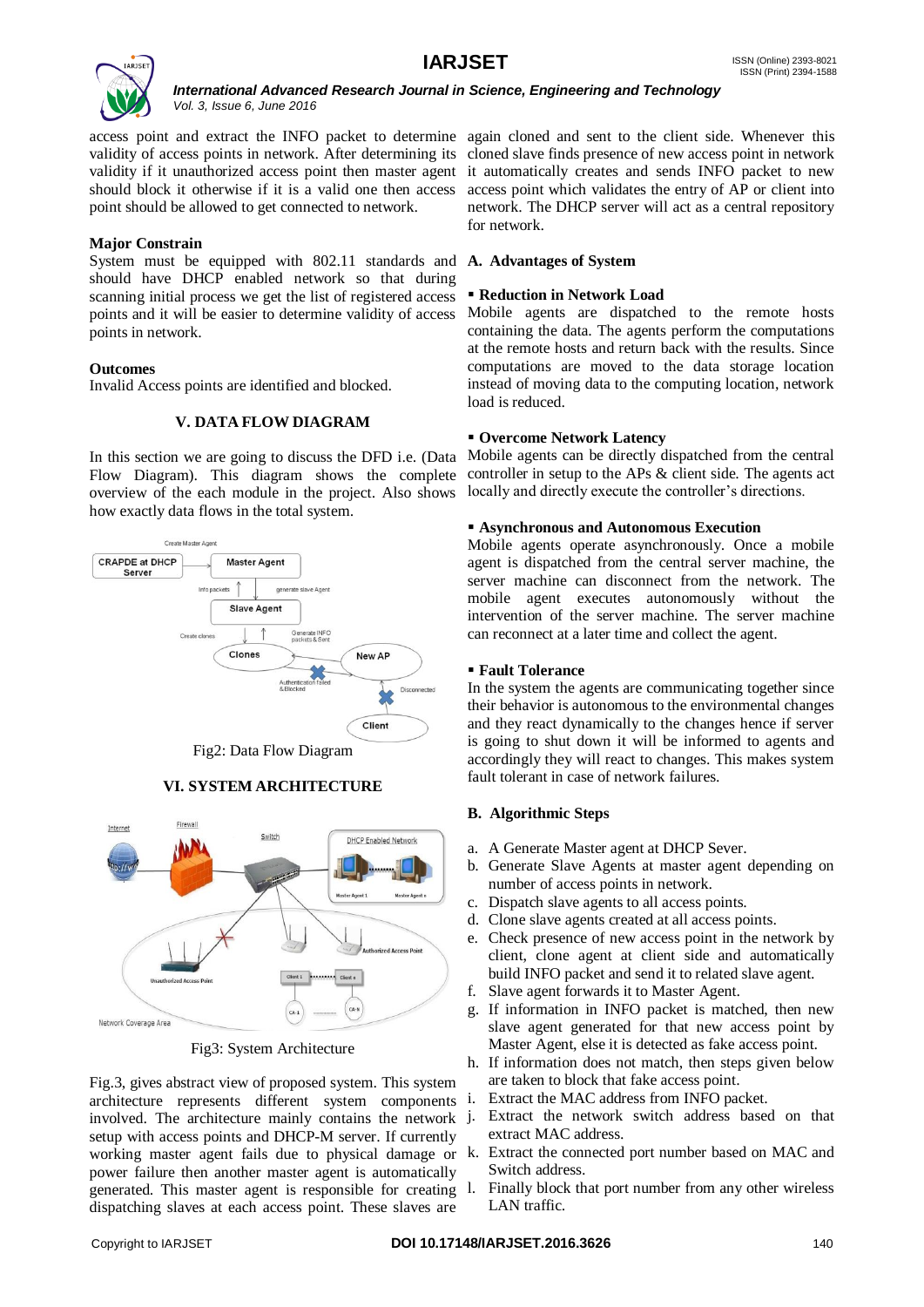access point and extract the INFO packet to determine validity of access points in network. After determining its validity if it unauthorized access point then master agent should block it otherwise if it is a valid one then access point should be allowed to get connected to network.

**Major Constrain**

System must be equipped with 802.11 standards and should have DHCP enabled network so that during scanning initial process we get the list of registered access points and it will be easier to determine validity of access points in network.

**Outcomes**

Invalid Access points are identified and blocked.

## V. DATA FLOW DIAGRAM

In this section we are going to discuss the DFD i.e. (Data Flow Diagram). This diagram shows the complete overview of the each module in the project. Also shows how exactly data flows in the total system.

Create Master Agent
CRAPDE at DHCP Server
Master Agent
Info packets
generate slave Agent
Slave Agent
Create clones
Generate INFO packets & Sent
Clones
New AP
Authentication failed & Blocked
Disconnected
Client

Fig2: Data Flow Diagram

## VI. SYSTEM ARCHITECTURE

Internet
Firewall
Switch
DHCP Enabled Network
Master Agent 1
Master Agent n
Authorized Access Point
Unauthorized Access Point
Client 1
Client n
CA-1
CA-N
Network Coverage Area

Fig3: System Architecture

Fig.3, gives abstract view of proposed system. This system architecture represents different system components involved. The architecture mainly contains the network setup with access points and DHCP-M server. If currently working master agent fails due to physical damage or power failure then another master agent is automatically generated. This master agent is responsible for creating dispatching slaves at each access point. These slaves are again cloned and sent to the client side. Whenever this cloned slave finds presence of new access point in network it automatically creates and sends INFO packet to new access point which validates the entry of AP or client into network. The DHCP server will act as a central repository for network.

### A. Advantages of System

**▪ Reduction in Network Load**

Mobile agents are dispatched to the remote hosts containing the data. The agents perform the computations at the remote hosts and return back with the results. Since computations are moved to the data storage location instead of moving data to the computing location, network load is reduced.

**▪ Overcome Network Latency**

Mobile agents can be directly dispatched from the central controller in setup to the APs & client side. The agents act locally and directly execute the controller's directions.

**▪ Asynchronous and Autonomous Execution**

Mobile agents operate asynchronously. Once a mobile agent is dispatched from the central server machine, the server machine can disconnect from the network. The mobile agent executes autonomously without the intervention of the server machine. The server machine can reconnect at a later time and collect the agent.

**▪ Fault Tolerance**

In the system the agents are communicating together since their behavior is autonomous to the environmental changes and they react dynamically to the changes hence if server is going to shut down it will be informed to agents and accordingly they will react to changes. This makes system fault tolerant in case of network failures.

### B. Algorithmic Steps

a. A Generate Master agent at DHCP Sever.
b. Generate Slave Agents at master agent depending on number of access points in network.
c. Dispatch slave agents to all access points.
d. Clone slave agents created at all access points.
e. Check presence of new access point in the network by client, clone agent at client side and automatically build INFO packet and send it to related slave agent.
f. Slave agent forwards it to Master Agent.
g. If information in INFO packet is matched, then new slave agent generated for that new access point by Master Agent, else it is detected as fake access point.
h. If information does not match, then steps given below are taken to block that fake access point.
i. Extract the MAC address from INFO packet.
j. Extract the network switch address based on that extract MAC address.
k. Extract the connected port number based on MAC and Switch address.
l. Finally block that port number from any other wireless LAN traffic.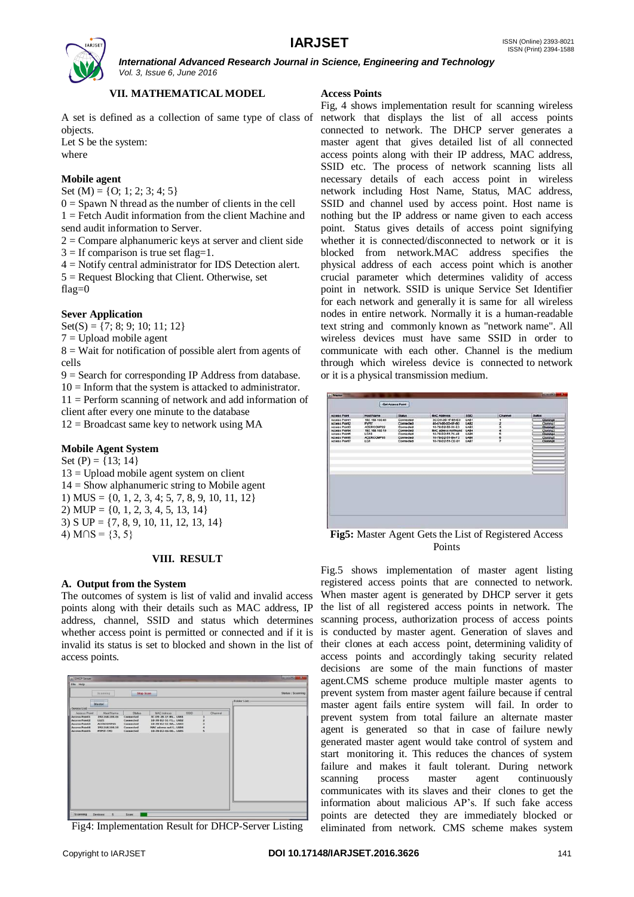## VII. MATHEMATICAL MODEL

A set is defined as a collection of same type of class of objects.
Let S be the system:
where

### Mobile agent

Set (M) = {O; 1; 2; 3; 4; 5}
0 = Spawn N thread as the number of clients in the cell
1 = Fetch Audit information from the client Machine and send audit information to Server.
2 = Compare alphanumeric keys at server and client side
3 = If comparison is true set flag=1.
4 = Notify central administrator for IDS Detection alert.
5 = Request Blocking that Client. Otherwise, set flag=0

### Sever Application

Set(S) = {7; 8; 9; 10; 11; 12}
7 = Upload mobile agent
8 = Wait for notification of possible alert from agents of cells
9 = Search for corresponding IP Address from database.
10 = Inform that the system is attacked to administrator.
11 = Perform scanning of network and add information of client after every one minute to the database
12 = Broadcast same key to network using MA

### Mobile Agent System

Set (P) = {13; 14}
13 = Upload mobile agent system on client
14 = Show alphanumeric string to Mobile agent
1) MUS = {0, 1, 2, 3, 4; 5, 7, 8, 9, 10, 11, 12}
2) MUP = {0, 1, 2, 3, 4, 5, 13, 14}
3) S UP = {7, 8, 9, 10, 11, 12, 13, 14}
4) M∩S = {3, 5}

## VIII. RESULT

### A. Output from the System

The outcomes of system is list of valid and invalid access points along with their details such as MAC address, IP address, channel, SSID and status which determines whether access point is permitted or connected and if it is invalid its status is set to blocked and shown in the list of access points.

Fig4: Implementation Result for DHCP-Server Listing

### Access Points

Fig, 4 shows implementation result for scanning wireless network that displays the list of all access points connected to network. The DHCP server generates a master agent that gives detailed list of all connected access points along with their IP address, MAC address, SSID etc. The process of network scanning lists all necessary details of each access point in wireless network including Host Name, Status, MAC address, SSID and channel used by access point. Host name is nothing but the IP address or name given to each access point. Status gives details of access point signifying whether it is connected/disconnected to network or it is blocked from network.MAC address specifies the physical address of each access point which is another crucial parameter which determines validity of access point in network. SSID is unique Service Set Identifier for each network and generally it is same for all wireless nodes in entire network. Normally it is a human-readable text string and commonly known as "network name". All wireless devices must have same SSID in order to communicate with each other. Channel is the medium through which wireless device is connected to network or it is a physical transmission medium.

**Fig5:** Master Agent Gets the List of Registered Access Points

Fig.5 shows implementation of master agent listing registered access points that are connected to network. When master agent is generated by DHCP server it gets the list of all registered access points in network. The scanning process, authorization process of access points is conducted by master agent. Generation of slaves and their clones at each access point, determining validity of access points and accordingly taking security related decisions are some of the main functions of master agent.CMS scheme produce multiple master agents to prevent system from master agent failure because if central master agent fails entire system will fail. In order to prevent system from total failure an alternate master agent is generated so that in case of failure newly generated master agent would take control of system and start monitoring it. This reduces the chances of system failure and makes it fault tolerant. During network scanning process master agent continuously communicates with its slaves and their clones to get the information about malicious AP's. If such fake access points are detected they are immediately blocked or eliminated from network. CMS scheme makes system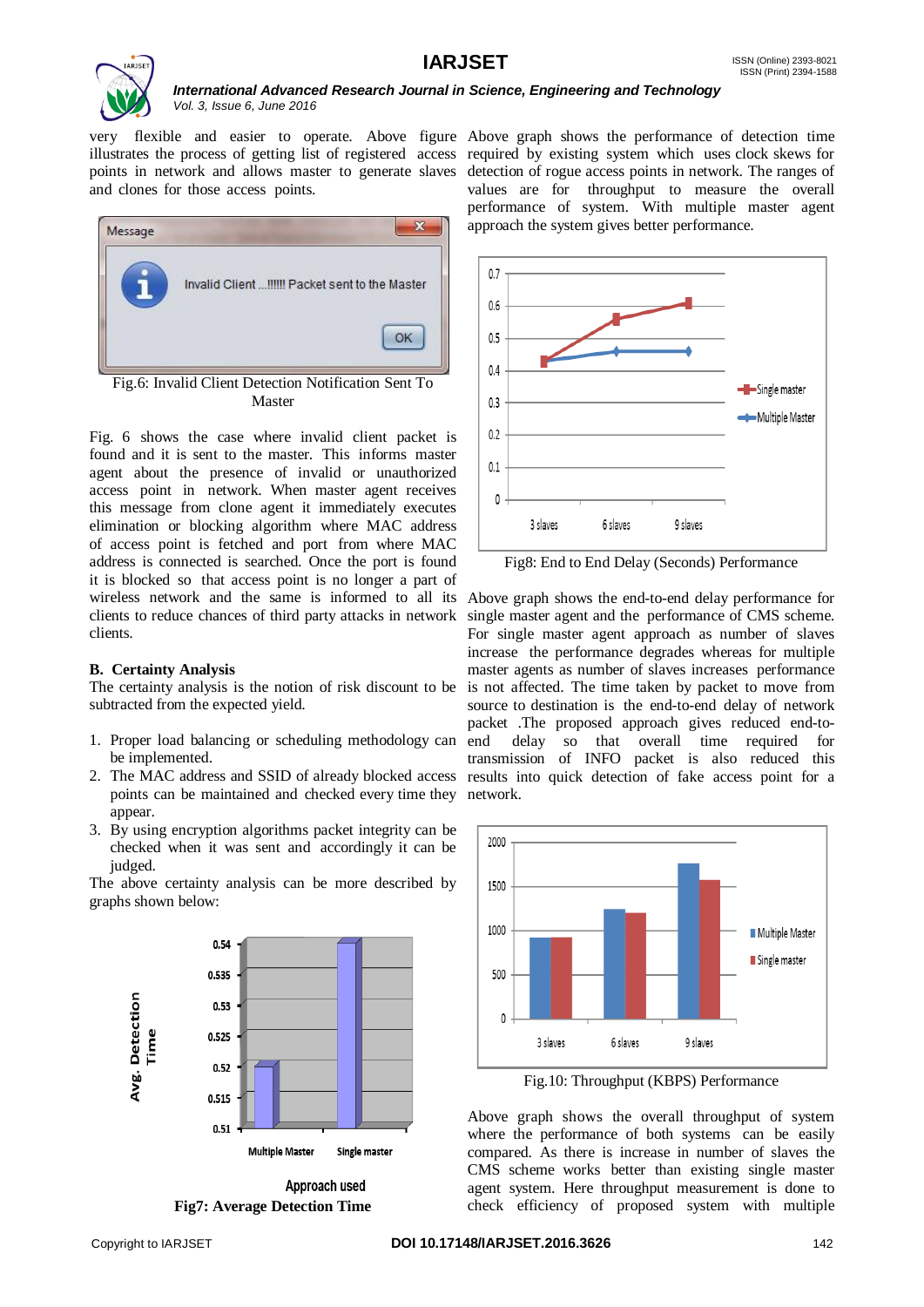very flexible and easier to operate. Above figure illustrates the process of getting list of registered access points in network and allows master to generate slaves and clones for those access points.

Message

Invalid Client ...!!!!!! Packet sent to the Master

OK

Fig.6: Invalid Client Detection Notification Sent To Master

Fig. 6 shows the case where invalid client packet is found and it is sent to the master. This informs master agent about the presence of invalid or unauthorized access point in network. When master agent receives this message from clone agent it immediately executes elimination or blocking algorithm where MAC address of access point is fetched and port from where MAC address is connected is searched. Once the port is found it is blocked so that access point is no longer a part of wireless network and the same is informed to all its clients to reduce chances of third party attacks in network clients.

### B. Certainty Analysis

The certainty analysis is the notion of risk discount to be subtracted from the expected yield.

1. Proper load balancing or scheduling methodology can be implemented.
2. The MAC address and SSID of already blocked access points can be maintained and checked every time they appear.
3. By using encryption algorithms packet integrity can be checked when it was sent and accordingly it can be judged.

The above certainty analysis can be more described by graphs shown below:

Avg. Detection Time

0.54
0.535
0.53
0.525
0.52
0.515
0.51

Multiple Master
Single master

Approach used

**Fig7: Average Detection Time**

Above graph shows the performance of detection time required by existing system which uses clock skews for detection of rogue access points in network. The ranges of values are for throughput to measure the overall performance of system. With multiple master agent approach the system gives better performance.

0.7
0.6
0.5
0.4
0.3
0.2
0.1
0

3 slaves
6 slaves
9 slaves

Single master
Multiple Master

Fig8: End to End Delay (Seconds) Performance

Above graph shows the end-to-end delay performance for single master agent and the performance of CMS scheme. For single master agent approach as number of slaves increase the performance degrades whereas for multiple master agents as number of slaves increases performance is not affected. The time taken by packet to move from source to destination is the end-to-end delay of network packet .The proposed approach gives reduced end-to-end delay so that overall time required for transmission of INFO packet is also reduced this results into quick detection of fake access point for a network.

2000
1500
1000
500
0

3 slaves
6 slaves
9 slaves

Multiple Master
Single master

Fig.10: Throughput (KBPS) Performance

Above graph shows the overall throughput of system where the performance of both systems can be easily compared. As there is increase in number of slaves the CMS scheme works better than existing single master agent system. Here throughput measurement is done to check efficiency of proposed system with multiple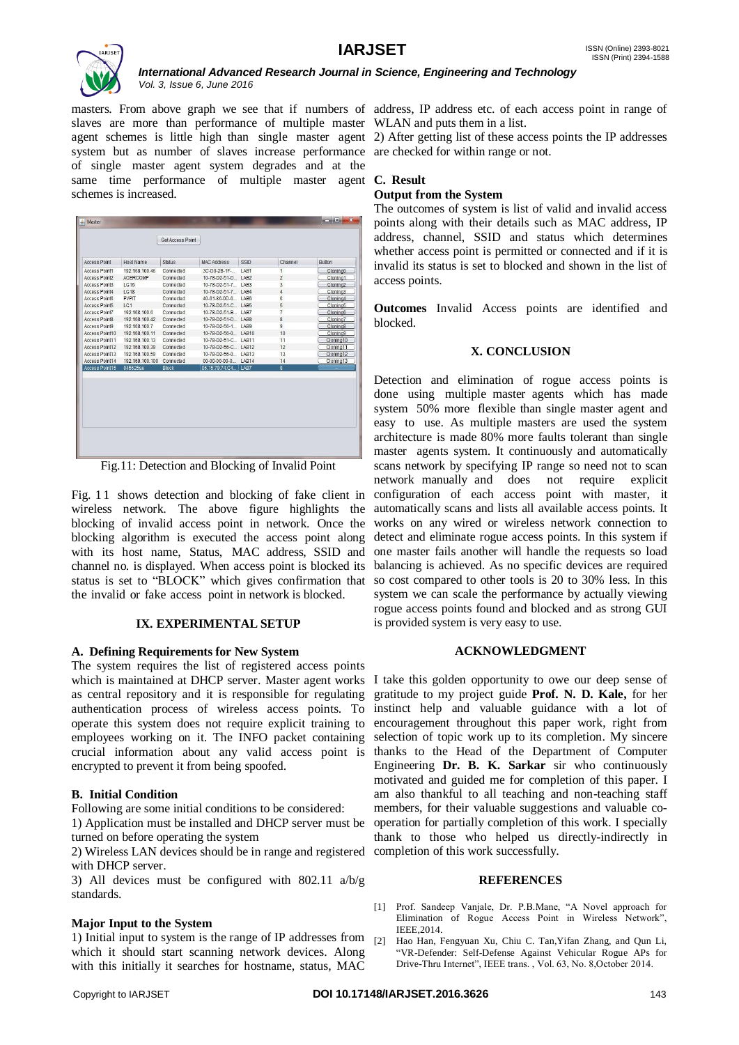masters. From above graph we see that if numbers of slaves are more than performance of multiple master agent schemes is little high than single master agent system but as number of slaves increase performance of single master agent system degrades and at the same time performance of multiple master agent schemes is increased.

Fig.11: Detection and Blocking of Invalid Point

Fig. 11 shows detection and blocking of fake client in wireless network. The above figure highlights the blocking of invalid access point in network. Once the blocking algorithm is executed the access point along with its host name, Status, MAC address, SSID and channel no. is displayed. When access point is blocked its status is set to "BLOCK" which gives confirmation that the invalid or fake access point in network is blocked.

## IX. EXPERIMENTAL SETUP

### A. Defining Requirements for New System

The system requires the list of registered access points which is maintained at DHCP server. Master agent works as central repository and it is responsible for regulating authentication process of wireless access points. To operate this system does not require explicit training to employees working on it. The INFO packet containing crucial information about any valid access point is encrypted to prevent it from being spoofed.

### B. Initial Condition

Following are some initial conditions to be considered:

1) Application must be installed and DHCP server must be turned on before operating the system

2) Wireless LAN devices should be in range and registered with DHCP server.

3) All devices must be configured with 802.11 a/b/g standards.

### Major Input to the System

1) Initial input to system is the range of IP addresses from which it should start scanning network devices. Along with this initially it searches for hostname, status, MAC address, IP address etc. of each access point in range of WLAN and puts them in a list.

2) After getting list of these access points the IP addresses are checked for within range or not.

### C. Result

### Output from the System

The outcomes of system is list of valid and invalid access points along with their details such as MAC address, IP address, channel, SSID and status which determines whether access point is permitted or connected and if it is invalid its status is set to blocked and shown in the list of access points.

**Outcomes** Invalid Access points are identified and blocked.

## X. CONCLUSION

Detection and elimination of rogue access points is done using multiple master agents which has made system 50% more flexible than single master agent and easy to use. As multiple masters are used the system architecture is made 80% more faults tolerant than single master agents system. It continuously and automatically scans network by specifying IP range so need not to scan network manually and does not require explicit configuration of each access point with master, it automatically scans and lists all available access points. It works on any wired or wireless network connection to detect and eliminate rogue access points. In this system if one master fails another will handle the requests so load balancing is achieved. As no specific devices are required so cost compared to other tools is 20 to 30% less. In this system we can scale the performance by actually viewing rogue access points found and blocked and as strong GUI is provided system is very easy to use.

## ACKNOWLEDGMENT

I take this golden opportunity to owe our deep sense of gratitude to my project guide **Prof. N. D. Kale,** for her instinct help and valuable guidance with a lot of encouragement throughout this paper work, right from selection of topic work up to its completion. My sincere thanks to the Head of the Department of Computer Engineering **Dr. B. K. Sarkar** sir who continuously motivated and guided me for completion of this paper. I am also thankful to all teaching and non-teaching staff members, for their valuable suggestions and valuable co-operation for partially completion of this work. I specially thank to those who helped us directly-indirectly in completion of this work successfully.

## REFERENCES

[1] Prof. Sandeep Vanjale, Dr. P.B.Mane, "A Novel approach for Elimination of Rogue Access Point in Wireless Network", IEEE,2014.

[2] Hao Han, Fengyuan Xu, Chiu C. Tan,Yifan Zhang, and Qun Li, "VR-Defender: Self-Defense Against Vehicular Rogue APs for Drive-Thru Internet", IEEE trans. , Vol. 63, No. 8,October 2014.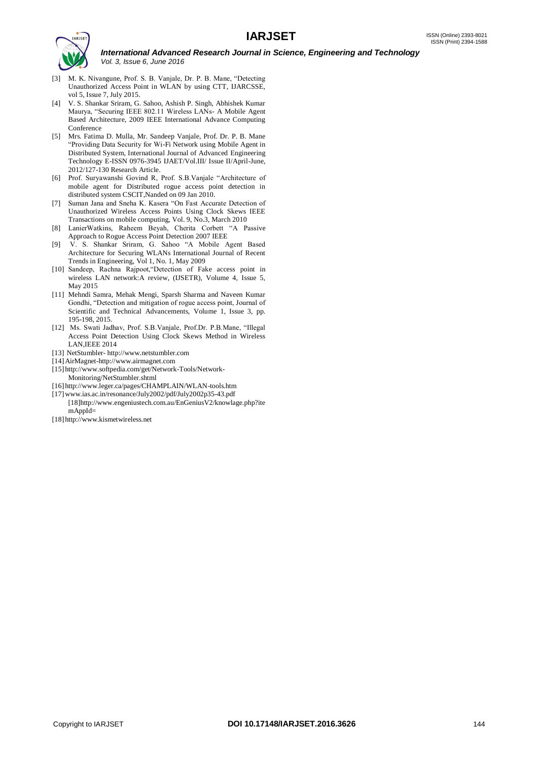[3] M. K. Nivangune, Prof. S. B. Vanjale, Dr. P. B. Mane, "Detecting Unauthorized Access Point in WLAN by using CTT, IJARCSSE, vol 5, Issue 7, July 2015.

[4] V. S. Shankar Sriram, G. Sahoo, Ashish P. Singh, Abhishek Kumar Maurya, "Securing IEEE 802.11 Wireless LANs- A Mobile Agent Based Architecture, 2009 IEEE International Advance Computing Conference

[5] Mrs. Fatima D. Mulla, Mr. Sandeep Vanjale, Prof. Dr. P. B. Mane "Providing Data Security for Wi-Fi Network using Mobile Agent in Distributed System, International Journal of Advanced Engineering Technology E-ISSN 0976-3945 IJAET/Vol.III/ Issue II/April-June, 2012/127-130 Research Article.

[6] Prof. Suryawanshi Govind R, Prof. S.B.Vanjale "Architecture of mobile agent for Distributed rogue access point detection in distributed system CSCIT,Nanded on 09 Jan 2010.

[7] Suman Jana and Sneha K. Kasera "On Fast Accurate Detection of Unauthorized Wireless Access Points Using Clock Skews IEEE Transactions on mobile computing, Vol. 9, No.3, March 2010

[8] LanierWatkins, Raheem Beyah, Cherita Corbett "A Passive Approach to Rogue Access Point Detection 2007 IEEE

[9] V. S. Shankar Sriram, G. Sahoo "A Mobile Agent Based Architecture for Securing WLANs International Journal of Recent Trends in Engineering, Vol 1, No. 1, May 2009

[10] Sandeep, Rachna Rajpoot,"Detection of Fake access point in wireless LAN network:A review, (IJSETR), Volume 4, Issue 5, May 2015

[11] Mehndi Samra, Mehak Mengi, Sparsh Sharma and Naveen Kumar Gondhi, "Detection and mitigation of rogue access point, Journal of Scientific and Technical Advancements, Volume 1, Issue 3, pp. 195-198, 2015.

[12] Ms. Swati Jadhav, Prof. S.B.Vanjale, Prof.Dr. P.B.Mane, "Illegal Access Point Detection Using Clock Skews Method in Wireless LAN,IEEE 2014

[13] NetStumbler- http://www.netstumbler.com

[14] AirMagnet-http://www.airmagnet.com

[15] http://www.softpedia.com/get/Network-Tools/Network-Monitoring/NetStumbler.shtml

[16] http://www.leger.ca/pages/CHAMPLAIN/WLAN-tools.htm

[17] www.ias.ac.in/resonance/July2002/pdf/July2002p35-43.pdf
[18]http://www.engeniustech.com.au/EnGeniusV2/knowlage.php?itemAppId=

[18] http://www.kismetwireless.net